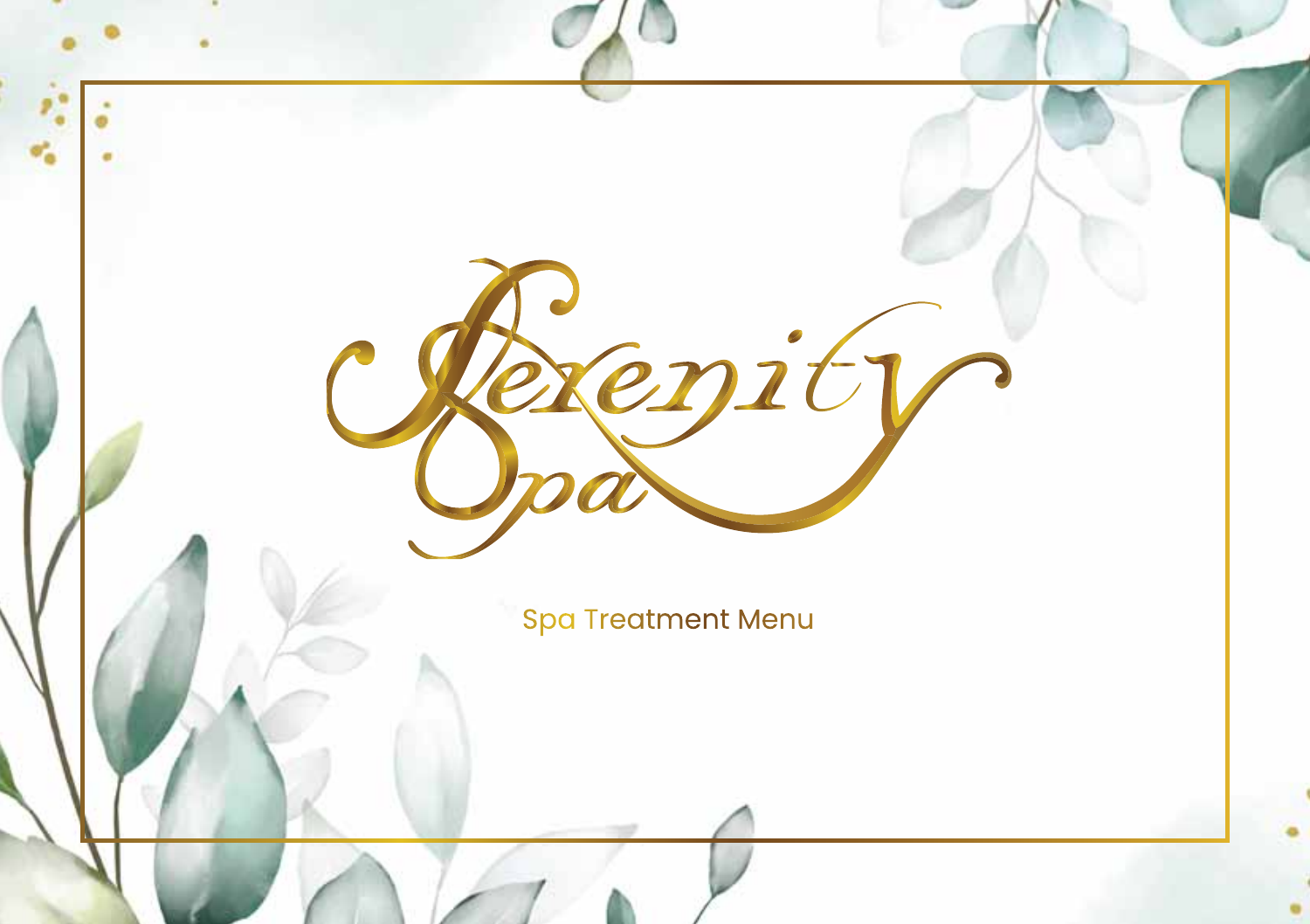# Serenity Spa

Spa Treatment Menu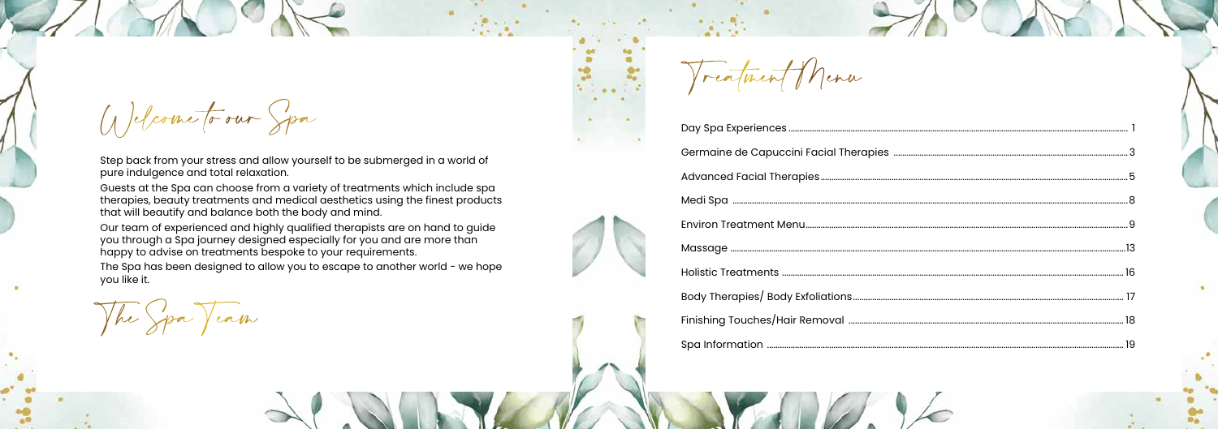# Welcome to our Spa

Step back from your stress and allow yourself to be submerged in a world of pure indulgence and total relaxation.

Guests at the Spa can choose from a variety of treatments which include spa therapies, beauty treatments and medical aesthetics using the finest products that will beautify and balance both the body and mind.

Our team of experienced and highly qualified therapists are on hand to guide you through a Spa journey designed especially for you and are more than happy to advise on treatments bespoke to your requirements.

The Spa has been designed to allow you to escape to another world - we hope you like it.

*The Spa Team*

# Treatment Menu

| | |
|---|---|
| Day Spa Experiences | 1 |
| Germaine de Capuccini Facial Therapies | 3 |
| Advanced Facial Therapies | 5 |
| Medi Spa | 8 |
| Environ Treatment Menu | 9 |
| Massage | 13 |
| Holistic Treatments | 16 |
| Body Therapies/ Body Exfoliations | 17 |
| Finishing Touches/Hair Removal | 18 |
| Spa Information | 19 |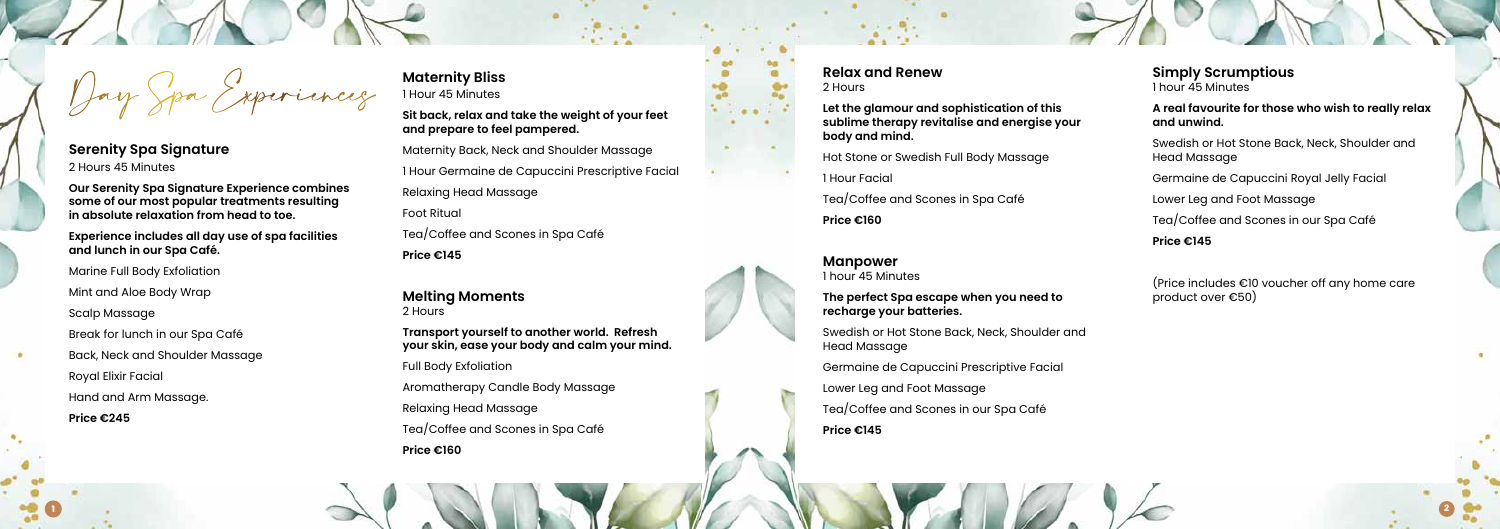# Day Spa Experiences

## Serenity Spa Signature

2 Hours 45 Minutes

**Our Serenity Spa Signature Experience combines some of our most popular treatments resulting in absolute relaxation from head to toe.**

**Experience includes all day use of spa facilities and lunch in our Spa Café.**

Marine Full Body Exfoliation

Mint and Aloe Body Wrap

Scalp Massage

Break for lunch in our Spa Café

Back, Neck and Shoulder Massage

Royal Elixir Facial

Hand and Arm Massage.

**Price €245**

## Maternity Bliss

1 Hour 45 Minutes

**Sit back, relax and take the weight of your feet and prepare to feel pampered.**

Maternity Back, Neck and Shoulder Massage

1 Hour Germaine de Capuccini Prescriptive Facial

Relaxing Head Massage

Foot Ritual

Tea/Coffee and Scones in Spa Café

**Price €145**

## Melting Moments

2 Hours

**Transport yourself to another world. Refresh your skin, ease your body and calm your mind.**

Full Body Exfoliation

Aromatherapy Candle Body Massage

Relaxing Head Massage

Tea/Coffee and Scones in Spa Café

**Price €160**

## Relax and Renew

2 Hours

**Let the glamour and sophistication of this sublime therapy revitalise and energise your body and mind.**

Hot Stone or Swedish Full Body Massage

1 Hour Facial

Tea/Coffee and Scones in Spa Café

**Price €160**

## Manpower

1 hour 45 Minutes

**The perfect Spa escape when you need to recharge your batteries.**

Swedish or Hot Stone Back, Neck, Shoulder and Head Massage

Germaine de Capuccini Prescriptive Facial

Lower Leg and Foot Massage

Tea/Coffee and Scones in our Spa Café

**Price €145**

## Simply Scrumptious

1 hour 45 Minutes

**A real favourite for those who wish to really relax and unwind.**

Swedish or Hot Stone Back, Neck, Shoulder and Head Massage

Germaine de Capuccini Royal Jelly Facial

Lower Leg and Foot Massage

Tea/Coffee and Scones in our Spa Café

**Price €145**

(Price includes €10 voucher off any home care product over €50)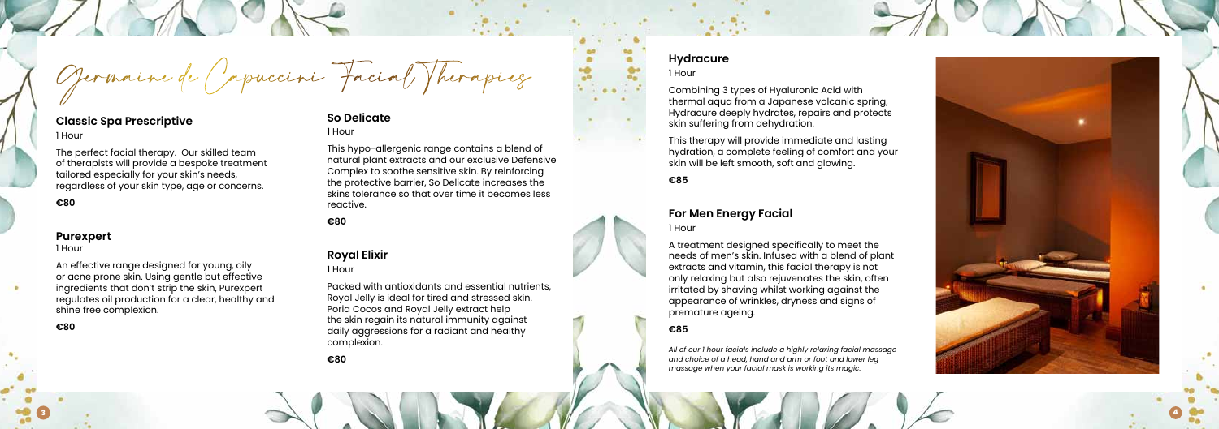# Germaine de Capuccini Facial Therapies

## Classic Spa Prescriptive

1 Hour

The perfect facial therapy. Our skilled team of therapists will provide a bespoke treatment tailored especially for your skin's needs, regardless of your skin type, age or concerns.

**€80**

## Purexpert

1 Hour

An effective range designed for young, oily or acne prone skin. Using gentle but effective ingredients that don't strip the skin, Purexpert regulates oil production for a clear, healthy and shine free complexion.

**€80**

## So Delicate

1 Hour

This hypo-allergenic range contains a blend of natural plant extracts and our exclusive Defensive Complex to soothe sensitive skin. By reinforcing the protective barrier, So Delicate increases the skins tolerance so that over time it becomes less reactive.

**€80**

## Royal Elixir

1 Hour

Packed with antioxidants and essential nutrients, Royal Jelly is ideal for tired and stressed skin. Poria Cocos and Royal Jelly extract help the skin regain its natural immunity against daily aggressions for a radiant and healthy complexion.

**€80**

## Hydracure

1 Hour

Combining 3 types of Hyaluronic Acid with thermal aqua from a Japanese volcanic spring, Hydracure deeply hydrates, repairs and protects skin suffering from dehydration.

This therapy will provide immediate and lasting hydration, a complete feeling of comfort and your skin will be left smooth, soft and glowing.

**€85**

## For Men Energy Facial

1 Hour

A treatment designed specifically to meet the needs of men's skin. Infused with a blend of plant extracts and vitamin, this facial therapy is not only relaxing but also rejuvenates the skin, often irritated by shaving whilst working against the appearance of wrinkles, dryness and signs of premature ageing.

**€85**

*All of our 1 hour facials include a highly relaxing facial massage and choice of a head, hand and arm or foot and lower leg massage when your facial mask is working its magic.*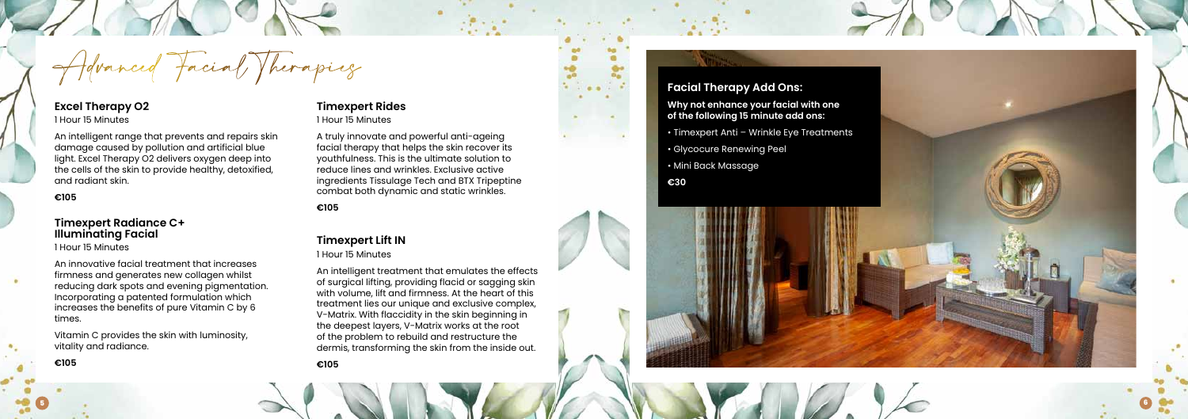# Advanced Facial Therapies

## Excel Therapy O2

1 Hour 15 Minutes

An intelligent range that prevents and repairs skin damage caused by pollution and artificial blue light. Excel Therapy O2 delivers oxygen deep into the cells of the skin to provide healthy, detoxified, and radiant skin.

**€105**

## Timexpert Radiance C+ Illuminating Facial

1 Hour 15 Minutes

An innovative facial treatment that increases firmness and generates new collagen whilst reducing dark spots and evening pigmentation. Incorporating a patented formulation which increases the benefits of pure Vitamin C by 6 times.

Vitamin C provides the skin with luminosity, vitality and radiance.

**€105**

## Timexpert Rides

1 Hour 15 Minutes

A truly innovate and powerful anti-ageing facial therapy that helps the skin recover its youthfulness. This is the ultimate solution to reduce lines and wrinkles. Exclusive active ingredients Tissulage Tech and BTX Tripeptine combat both dynamic and static wrinkles.

**€105**

## Timexpert Lift IN

1 Hour 15 Minutes

An intelligent treatment that emulates the effects of surgical lifting, providing flacid or sagging skin with volume, lift and firmness. At the heart of this treatment lies our unique and exclusive complex, V-Matrix. With flaccidity in the skin beginning in the deepest layers, V-Matrix works at the root of the problem to rebuild and restructure the dermis, transforming the skin from the inside out.

**€105**

## Facial Therapy Add Ons:

**Why not enhance your facial with one of the following 15 minute add ons:**

- Timexpert Anti – Wrinkle Eye Treatments
- Glycocure Renewing Peel
- Mini Back Massage

**€30**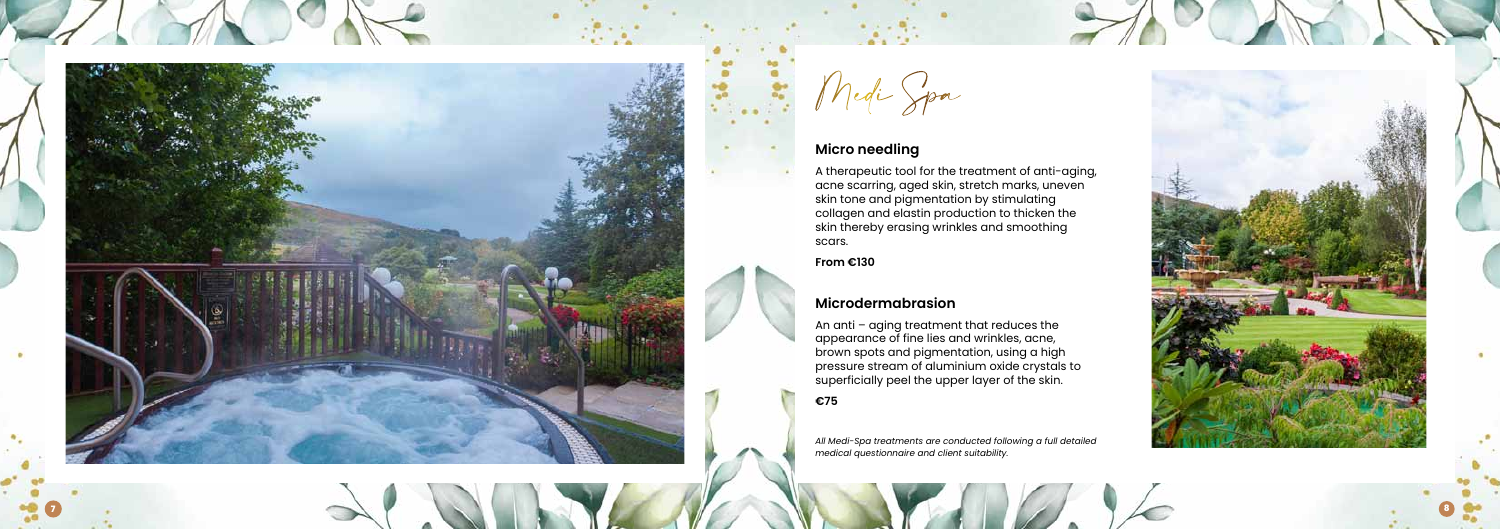# Medi Spa

## Micro needling

A therapeutic tool for the treatment of anti-aging, acne scarring, aged skin, stretch marks, uneven skin tone and pigmentation by stimulating collagen and elastin production to thicken the skin thereby erasing wrinkles and smoothing scars.

**From €130**

## Microdermabrasion

An anti – aging treatment that reduces the appearance of fine lies and wrinkles, acne, brown spots and pigmentation, using a high pressure stream of aluminium oxide crystals to superficially peel the upper layer of the skin.

**€75**

*All Medi-Spa treatments are conducted following a full detailed medical questionnaire and client suitability.*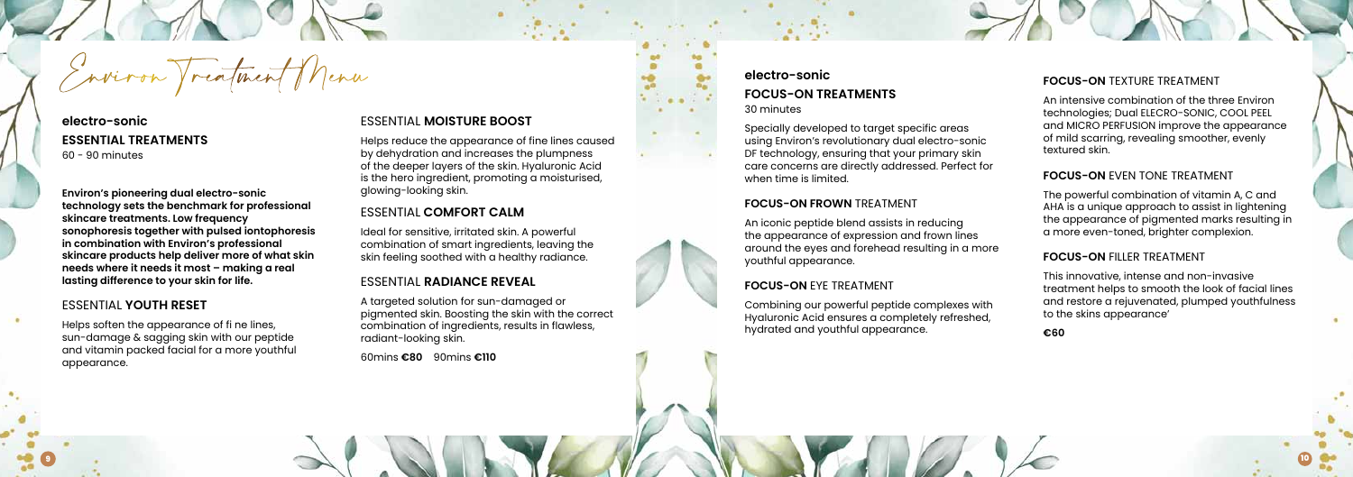# Environ Treatment Menu

## electro-sonic
## ESSENTIAL TREATMENTS
60 - 90 minutes

**Environ's pioneering dual electro-sonic technology sets the benchmark for professional skincare treatments. Low frequency sonophoresis together with pulsed iontophoresis in combination with Environ's professional skincare products help deliver more of what skin needs where it needs it most – making a real lasting difference to your skin for life.**

### ESSENTIAL **YOUTH RESET**

Helps soften the appearance of fi ne lines, sun-damage & sagging skin with our peptide and vitamin packed facial for a more youthful appearance.

### ESSENTIAL **MOISTURE BOOST**

Helps reduce the appearance of fine lines caused by dehydration and increases the plumpness of the deeper layers of the skin. Hyaluronic Acid is the hero ingredient, promoting a moisturised, glowing-looking skin.

### ESSENTIAL **COMFORT CALM**

Ideal for sensitive, irritated skin. A powerful combination of smart ingredients, leaving the skin feeling soothed with a healthy radiance.

### ESSENTIAL **RADIANCE REVEAL**

A targeted solution for sun-damaged or pigmented skin. Boosting the skin with the correct combination of ingredients, results in flawless, radiant-looking skin.

60mins **€80** 90mins **€110**

## electro-sonic
## FOCUS-ON TREATMENTS
30 minutes

Specially developed to target specific areas using Environ's revolutionary dual electro-sonic DF technology, ensuring that your primary skin care concerns are directly addressed. Perfect for when time is limited.

### **FOCUS-ON FROWN** TREATMENT

An iconic peptide blend assists in reducing the appearance of expression and frown lines around the eyes and forehead resulting in a more youthful appearance.

### **FOCUS-ON** EYE TREATMENT

Combining our powerful peptide complexes with Hyaluronic Acid ensures a completely refreshed, hydrated and youthful appearance.

### **FOCUS-ON** TEXTURE TREATMENT

An intensive combination of the three Environ technologies; Dual ELECRO-SONIC, COOL PEEL and MICRO PERFUSION improve the appearance of mild scarring, revealing smoother, evenly textured skin.

### **FOCUS-ON** EVEN TONE TREATMENT

The powerful combination of vitamin A, C and AHA is a unique approach to assist in lightening the appearance of pigmented marks resulting in a more even-toned, brighter complexion.

### **FOCUS-ON** FILLER TREATMENT

This innovative, intense and non-invasive treatment helps to smooth the look of facial lines and restore a rejuvenated, plumped youthfulness to the skins appearance'

**€60**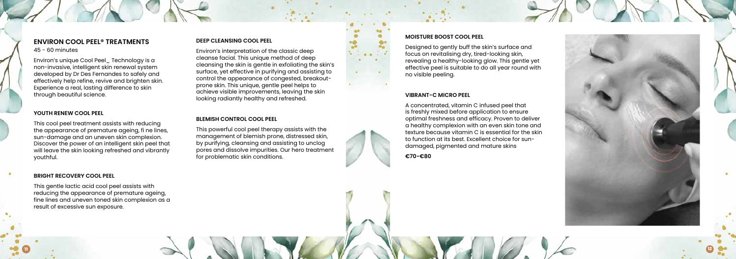## ENVIRON COOL PEEL® TREATMENTS

45 - 60 minutes

Environ's unique Cool Peel_ Technology is a non-invasive, intelligent skin renewal system developed by Dr Des Fernandes to safely and effectively help refine, revive and brighten skin. Experience a real, lasting difference to skin through beautiful science.

### YOUTH RENEW COOL PEEL

This cool peel treatment assists with reducing the appearance of premature ageing, fi ne lines, sun-damage and an uneven skin complexion. Discover the power of an intelligent skin peel that will leave the skin looking refreshed and vibrantly youthful.

### BRIGHT RECOVERY COOL PEEL

This gentle lactic acid cool peel assists with reducing the appearance of premature ageing, fine lines and uneven toned skin complexion as a result of excessive sun exposure.

### DEEP CLEANSING COOL PEEL

Environ's interpretation of the classic deep cleanse facial. This unique method of deep cleansing the skin is gentle in exfoliating the skin's surface, yet effective in purifying and assisting to control the appearance of congested, breakout-prone skin. This unique, gentle peel helps to achieve visible improvements, leaving the skin looking radiantly healthy and refreshed.

### BLEMISH CONTROL COOL PEEL

This powerful cool peel therapy assists with the management of blemish prone, distressed skin, by purifying, cleansing and assisting to unclog pores and dissolve impurities. Our hero treatment for problematic skin conditions.

### MOISTURE BOOST COOL PEEL

Designed to gently buff the skin's surface and focus on revitalising dry, tired-looking skin, revealing a healthy-looking glow. This gentle yet effective peel is suitable to do all year round with no visible peeling.

### VIBRANT-C MICRO PEEL

A concentrated, vitamin C infused peel that is freshly mixed before application to ensure optimal freshness and efficacy. Proven to deliver a healthy complexion with an even skin tone and texture because vitamin C is essential for the skin to function at its best. Excellent choice for sun-damaged, pigmented and mature skins

**€70-€80**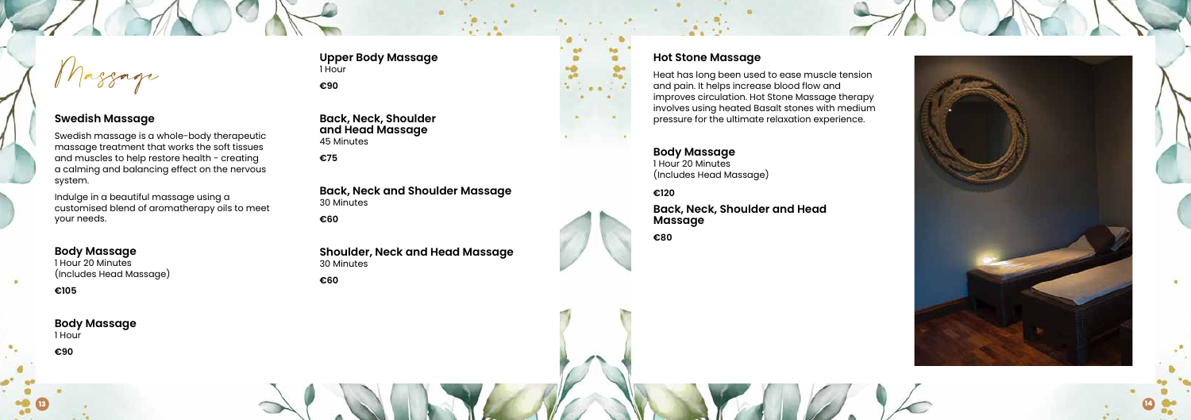# Massage

## Swedish Massage

Swedish massage is a whole-body therapeutic massage treatment that works the soft tissues and muscles to help restore health - creating a calming and balancing effect on the nervous system.

Indulge in a beautiful massage using a customised blend of aromatherapy oils to meet your needs.

### Body Massage
1 Hour 20 Minutes
(Includes Head Massage)

**€105**

### Body Massage
1 Hour

**€90**

### Upper Body Massage
1 Hour

**€90**

### Back, Neck, Shoulder and Head Massage
45 Minutes

**€75**

### Back, Neck and Shoulder Massage
30 Minutes

**€60**

### Shoulder, Neck and Head Massage
30 Minutes

**€60**

## Hot Stone Massage

Heat has long been used to ease muscle tension and pain. It helps increase blood flow and improves circulation. Hot Stone Massage therapy involves using heated Basalt stones with medium pressure for the ultimate relaxation experience.

### Body Massage
1 Hour 20 Minutes
(Includes Head Massage)

**€120**

### Back, Neck, Shoulder and Head Massage

**€80**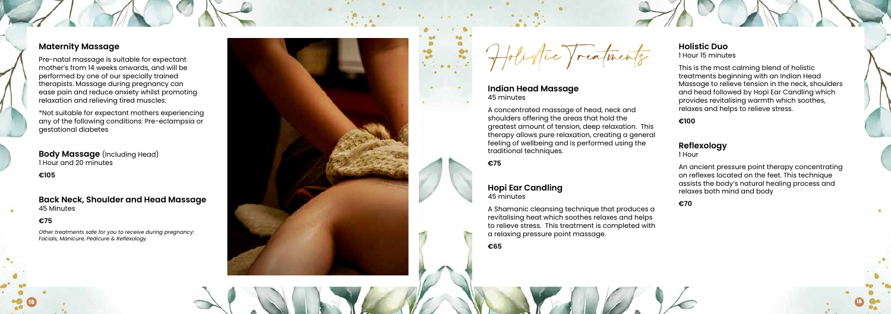## Maternity Massage

Pre-natal massage is suitable for expectant mother's from 14 weeks onwards, and will be performed by one of our specially trained therapists. Massage during pregnancy can ease pain and reduce anxiety whilst promoting relaxation and relieving tired muscles.

*Not suitable for expectant mothers experiencing any of the following conditions: Pre-eclampsia or gestational diabetes

**Body Massage** (Including Head)
1 Hour and 20 minutes

**€105**

### Back Neck, Shoulder and Head Massage
45 Minutes

**€75**

*Other treatments safe for you to receive during pregnancy: Facials, Manicure, Pedicure & Reflexology.*

# Holistic Treatments

### Indian Head Massage
45 minutes

A concentrated massage of head, neck and shoulders offering the areas that hold the greatest amount of tension, deep relaxation. This therapy allows pure relaxation, creating a general feeling of wellbeing and is performed using the traditional techniques.

**€75**

### Hopi Ear Candling
45 minutes

A Shamanic cleansing technique that produces a revitalising heat which soothes relaxes and helps to relieve stress. This treatment is completed with a relaxing pressure point massage.

**€65**

### Holistic Duo
1 Hour 15 minutes

This is the most calming blend of holistic treatments beginning with an Indian Head Massage to relieve tension in the neck, shoulders and head followed by Hopi Ear Candling which provides revitalising warmth which soothes, relaxes and helps to relieve stress.

**€100**

### Reflexology
1 Hour

An ancient pressure point therapy concentrating on reflexes located on the feet. This technique assists the body's natural healing process and relaxes both mind and body

**€70**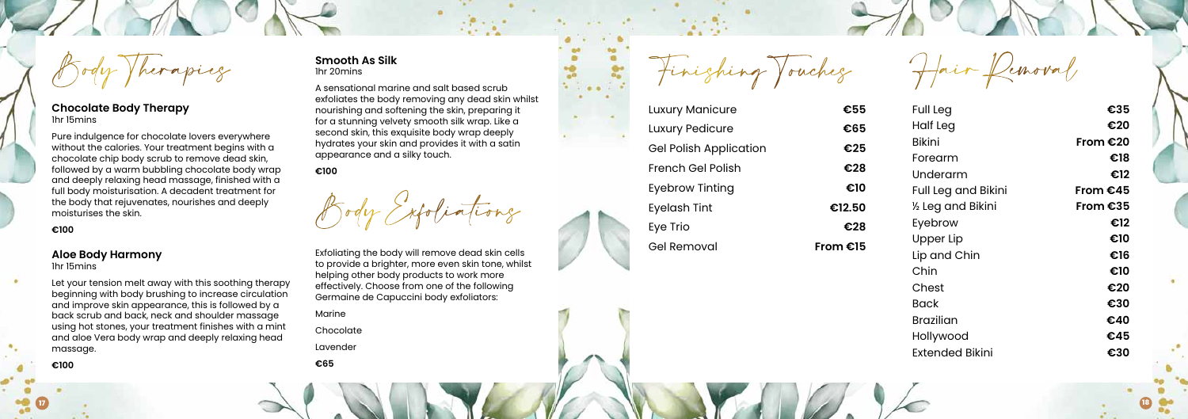# Body Therapies

### Chocolate Body Therapy

1hr 15mins

Pure indulgence for chocolate lovers everywhere without the calories. Your treatment begins with a chocolate chip body scrub to remove dead skin, followed by a warm bubbling chocolate body wrap and deeply relaxing head massage, finished with a full body moisturisation. A decadent treatment for the body that rejuvenates, nourishes and deeply moisturises the skin.

**€100**

### Aloe Body Harmony

1hr 15mins

Let your tension melt away with this soothing therapy beginning with body brushing to increase circulation and improve skin appearance, this is followed by a back scrub and back, neck and shoulder massage using hot stones, your treatment finishes with a mint and aloe Vera body wrap and deeply relaxing head massage.

**€100**

### Smooth As Silk

1hr 20mins

A sensational marine and salt based scrub exfoliates the body removing any dead skin whilst nourishing and softening the skin, preparing it for a stunning velvety smooth silk wrap. Like a second skin, this exquisite body wrap deeply hydrates your skin and provides it with a satin appearance and a silky touch.

**€100**

# Body Exfoliations

Exfoliating the body will remove dead skin cells to provide a brighter, more even skin tone, whilst helping other body products to work more effectively. Choose from one of the following Germaine de Capuccini body exfoliators:

Marine

Chocolate

Lavender

**€65**

# Finishing Touches

| Treatment | Price |
| --- | --- |
| Luxury Manicure | **€55** |
| Luxury Pedicure | **€65** |
| Gel Polish Application | **€25** |
| French Gel Polish | **€28** |
| Eyebrow Tinting | **€10** |
| Eyelash Tint | **€12.50** |
| Eye Trio | **€28** |
| Gel Removal | **From €15** |

# Hair Removal

| Treatment | Price |
| --- | --- |
| Full Leg | **€35** |
| Half Leg | **€20** |
| Bikini | **From €20** |
| Forearm | **€18** |
| Underarm | **€12** |
| Full Leg and Bikini | **From €45** |
| ½ Leg and Bikini | **From €35** |
| Eyebrow | **€12** |
| Upper Lip | **€10** |
| Lip and Chin | **€16** |
| Chin | **€10** |
| Chest | **€20** |
| Back | **€30** |
| Brazilian | **€40** |
| Hollywood | **€45** |
| Extended Bikini | **€30** |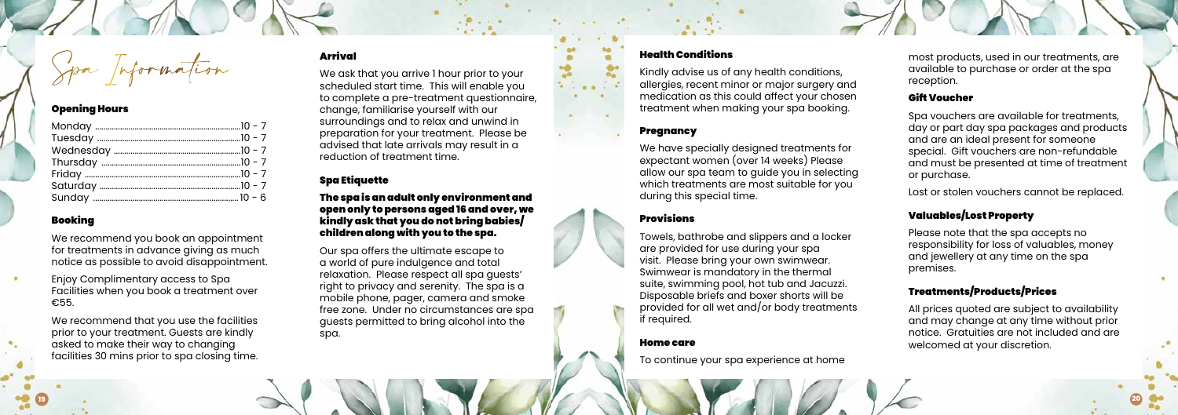# Spa Information

## Opening Hours

| Day | Hours |
|---|---|
| Monday | 10 - 7 |
| Tuesday | 10 - 7 |
| Wednesday | 10 - 7 |
| Thursday | 10 - 7 |
| Friday | 10 - 7 |
| Saturday | 10 - 7 |
| Sunday | 10 - 6 |

## Booking

We recommend you book an appointment for treatments in advance giving as much notice as possible to avoid disappointment.

Enjoy Complimentary access to Spa Facilities when you book a treatment over €55.

We recommend that you use the facilities prior to your treatment. Guests are kindly asked to make their way to changing facilities 30 mins prior to spa closing time.

## Arrival

We ask that you arrive 1 hour prior to your scheduled start time. This will enable you to complete a pre-treatment questionnaire, change, familiarise yourself with our surroundings and to relax and unwind in preparation for your treatment. Please be advised that late arrivals may result in a reduction of treatment time.

## Spa Etiquette

**The spa is an adult only environment and open only to persons aged 16 and over, we kindly ask that you do not bring babies/ children along with you to the spa.**

Our spa offers the ultimate escape to a world of pure indulgence and total relaxation. Please respect all spa guests' right to privacy and serenity. The spa is a mobile phone, pager, camera and smoke free zone. Under no circumstances are spa guests permitted to bring alcohol into the spa.

## Health Conditions

Kindly advise us of any health conditions, allergies, recent minor or major surgery and medication as this could affect your chosen treatment when making your spa booking.

## Pregnancy

We have specially designed treatments for expectant women (over 14 weeks) Please allow our spa team to guide you in selecting which treatments are most suitable for you during this special time.

## Provisions

Towels, bathrobe and slippers and a locker are provided for use during your spa visit. Please bring your own swimwear. Swimwear is mandatory in the thermal suite, swimming pool, hot tub and Jacuzzi. Disposable briefs and boxer shorts will be provided for all wet and/or body treatments if required.

## Home care

To continue your spa experience at home most products, used in our treatments, are available to purchase or order at the spa reception.

## Gift Voucher

Spa vouchers are available for treatments, day or part day spa packages and products and are an ideal present for someone special. Gift vouchers are non-refundable and must be presented at time of treatment or purchase.

Lost or stolen vouchers cannot be replaced.

## Valuables/Lost Property

Please note that the spa accepts no responsibility for loss of valuables, money and jewellery at any time on the spa premises.

## Treatments/Products/Prices

All prices quoted are subject to availability and may change at any time without prior notice. Gratuities are not included and are welcomed at your discretion.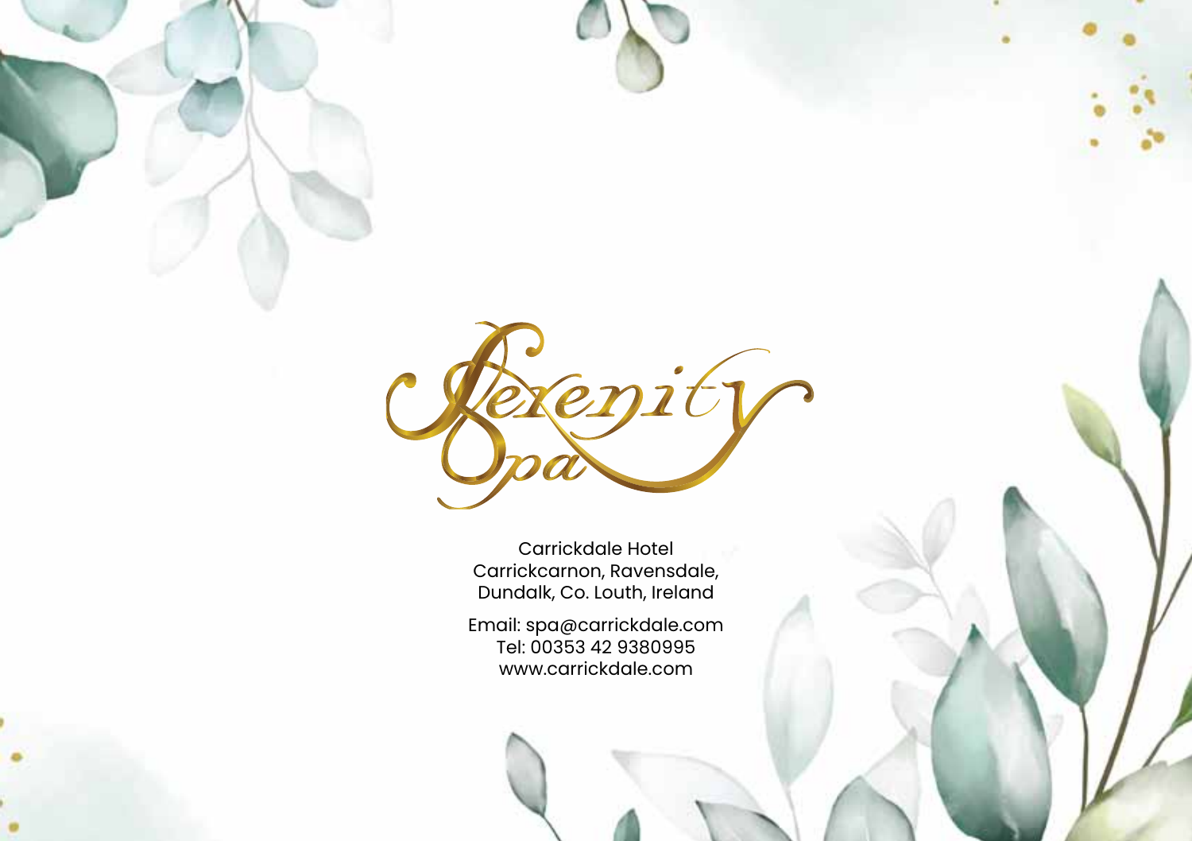# Serenity Spa

Carrickdale Hotel
Carrickcarnon, Ravensdale,
Dundalk, Co. Louth, Ireland

Email: spa@carrickdale.com
Tel: 00353 42 9380995
www.carrickdale.com